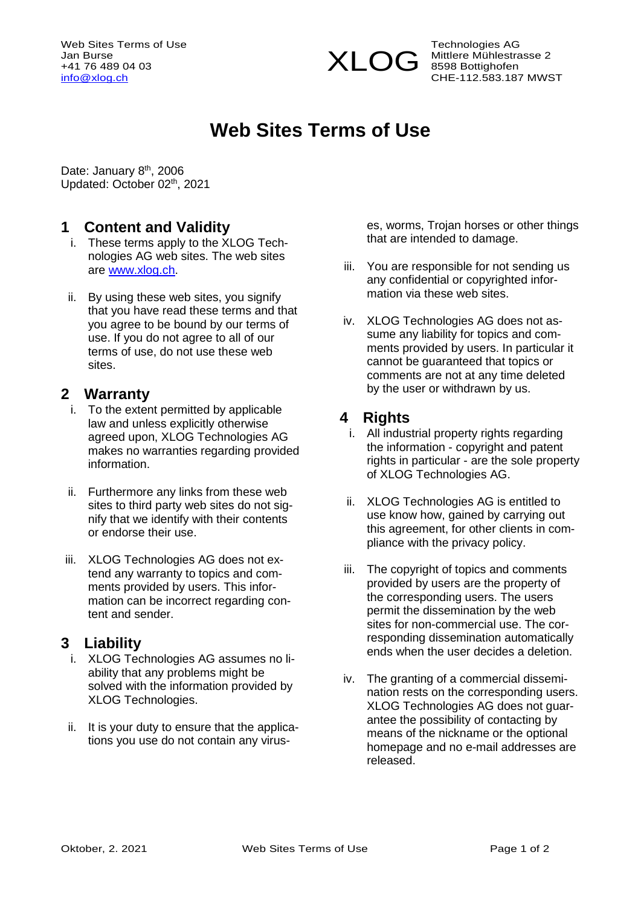Web Sites Terms of Use
Jan Burse
+41 76 489 04 03
info@xlog.ch

XLOG

Technologies AG
Mittlere Mühlestrasse 2
8598 Bottighofen
CHE-112.583.187 MWST

# Web Sites Terms of Use

Date: January 8th, 2006
Updated: October 02th, 2021

## 1 Content and Validity

i. These terms apply to the XLOG Technologies AG web sites. The web sites are www.xlog.ch.

ii. By using these web sites, you signify that you have read these terms and that you agree to be bound by our terms of use. If you do not agree to all of our terms of use, do not use these web sites.

## 2 Warranty

i. To the extent permitted by applicable law and unless explicitly otherwise agreed upon, XLOG Technologies AG makes no warranties regarding provided information.

ii. Furthermore any links from these web sites to third party web sites do not signify that we identify with their contents or endorse their use.

iii. XLOG Technologies AG does not extend any warranty to topics and comments provided by users. This information can be incorrect regarding content and sender.

## 3 Liability

i. XLOG Technologies AG assumes no liability that any problems might be solved with the information provided by XLOG Technologies.

ii. It is your duty to ensure that the applications you use do not contain any viruses, worms, Trojan horses or other things that are intended to damage.

iii. You are responsible for not sending us any confidential or copyrighted information via these web sites.

iv. XLOG Technologies AG does not assume any liability for topics and comments provided by users. In particular it cannot be guaranteed that topics or comments are not at any time deleted by the user or withdrawn by us.

## 4 Rights

i. All industrial property rights regarding the information - copyright and patent rights in particular - are the sole property of XLOG Technologies AG.

ii. XLOG Technologies AG is entitled to use know how, gained by carrying out this agreement, for other clients in compliance with the privacy policy.

iii. The copyright of topics and comments provided by users are the property of the corresponding users. The users permit the dissemination by the web sites for non-commercial use. The corresponding dissemination automatically ends when the user decides a deletion.

iv. The granting of a commercial dissemination rests on the corresponding users. XLOG Technologies AG does not guarantee the possibility of contacting by means of the nickname or the optional homepage and no e-mail addresses are released.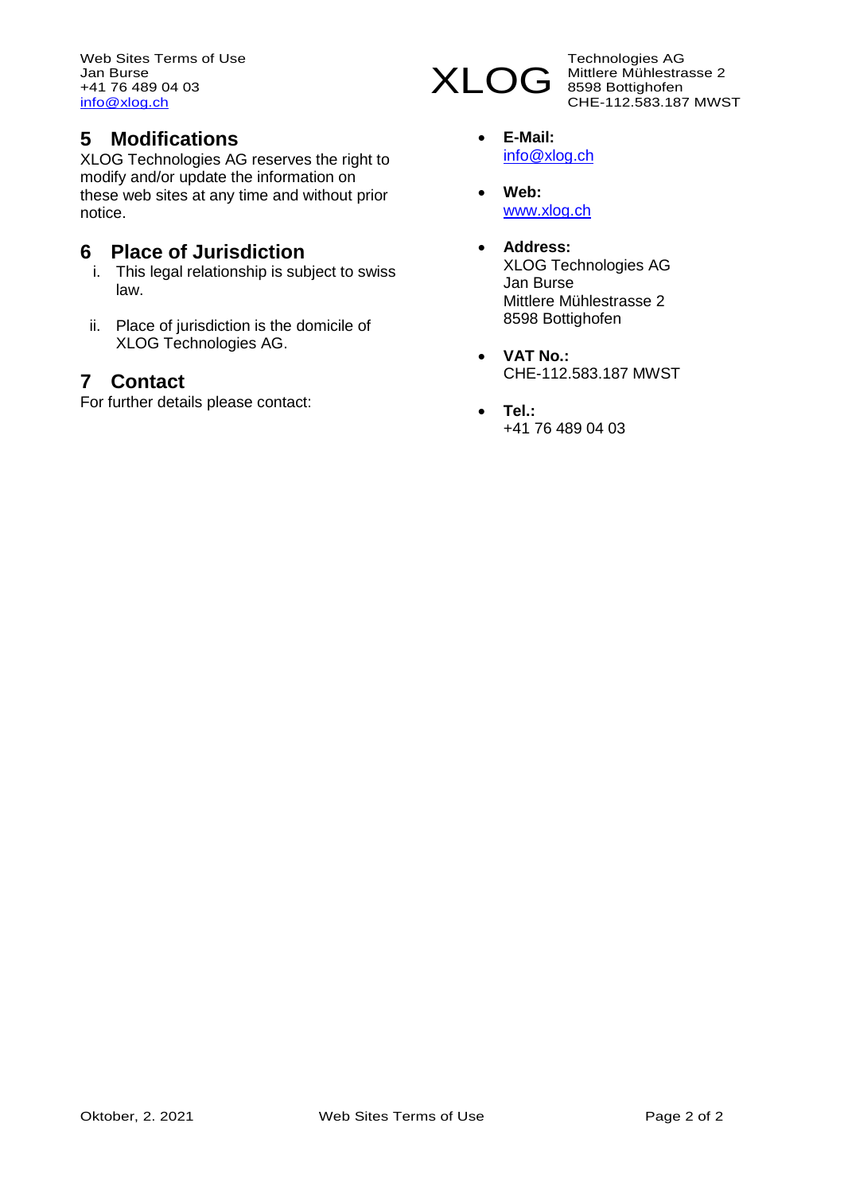## 5 Modifications

XLOG Technologies AG reserves the right to modify and/or update the information on these web sites at any time and without prior notice.

## 6 Place of Jurisdiction

i. This legal relationship is subject to swiss law.

ii. Place of jurisdiction is the domicile of XLOG Technologies AG.

## 7 Contact

For further details please contact:

- **E-Mail:**
  info@xlog.ch
- **Web:**
  www.xlog.ch
- **Address:**
  XLOG Technologies AG
  Jan Burse
  Mittlere Mühlestrasse 2
  8598 Bottighofen
- **VAT No.:**
  CHE-112.583.187 MWST
- **Tel.:**
  +41 76 489 04 03